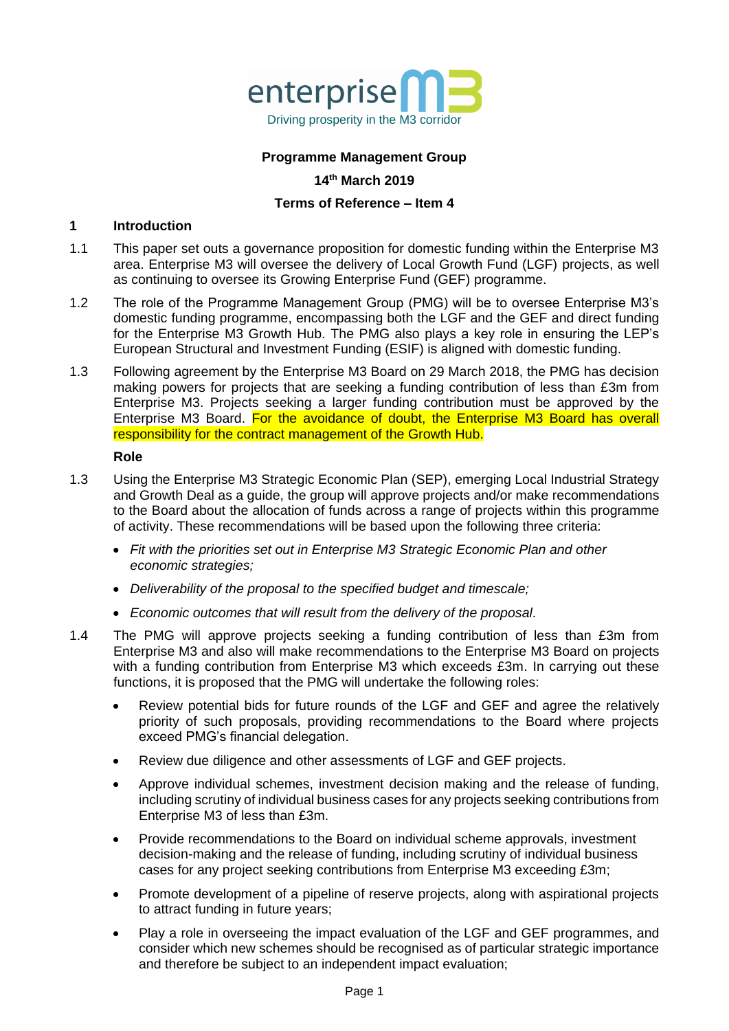enterprise M3

Driving prosperity in the M3 corridor

**Programme Management Group**

**14th March 2019**

**Terms of Reference – Item 4**

## 1 Introduction

1.1 This paper set outs a governance proposition for domestic funding within the Enterprise M3 area. Enterprise M3 will oversee the delivery of Local Growth Fund (LGF) projects, as well as continuing to oversee its Growing Enterprise Fund (GEF) programme.

1.2 The role of the Programme Management Group (PMG) will be to oversee Enterprise M3's domestic funding programme, encompassing both the LGF and the GEF and direct funding for the Enterprise M3 Growth Hub. The PMG also plays a key role in ensuring the LEP's European Structural and Investment Funding (ESIF) is aligned with domestic funding.

1.3 Following agreement by the Enterprise M3 Board on 29 March 2018, the PMG has decision making powers for projects that are seeking a funding contribution of less than £3m from Enterprise M3. Projects seeking a larger funding contribution must be approved by the Enterprise M3 Board. For the avoidance of doubt, the Enterprise M3 Board has overall responsibility for the contract management of the Growth Hub.

### Role

1.3 Using the Enterprise M3 Strategic Economic Plan (SEP), emerging Local Industrial Strategy and Growth Deal as a guide, the group will approve projects and/or make recommendations to the Board about the allocation of funds across a range of projects within this programme of activity. These recommendations will be based upon the following three criteria:

- *Fit with the priorities set out in Enterprise M3 Strategic Economic Plan and other economic strategies;*
- *Deliverability of the proposal to the specified budget and timescale;*
- *Economic outcomes that will result from the delivery of the proposal.*

1.4 The PMG will approve projects seeking a funding contribution of less than £3m from Enterprise M3 and also will make recommendations to the Enterprise M3 Board on projects with a funding contribution from Enterprise M3 which exceeds £3m. In carrying out these functions, it is proposed that the PMG will undertake the following roles:

- Review potential bids for future rounds of the LGF and GEF and agree the relatively priority of such proposals, providing recommendations to the Board where projects exceed PMG's financial delegation.
- Review due diligence and other assessments of LGF and GEF projects.
- Approve individual schemes, investment decision making and the release of funding, including scrutiny of individual business cases for any projects seeking contributions from Enterprise M3 of less than £3m.
- Provide recommendations to the Board on individual scheme approvals, investment decision-making and the release of funding, including scrutiny of individual business cases for any project seeking contributions from Enterprise M3 exceeding £3m;
- Promote development of a pipeline of reserve projects, along with aspirational projects to attract funding in future years;
- Play a role in overseeing the impact evaluation of the LGF and GEF programmes, and consider which new schemes should be recognised as of particular strategic importance and therefore be subject to an independent impact evaluation;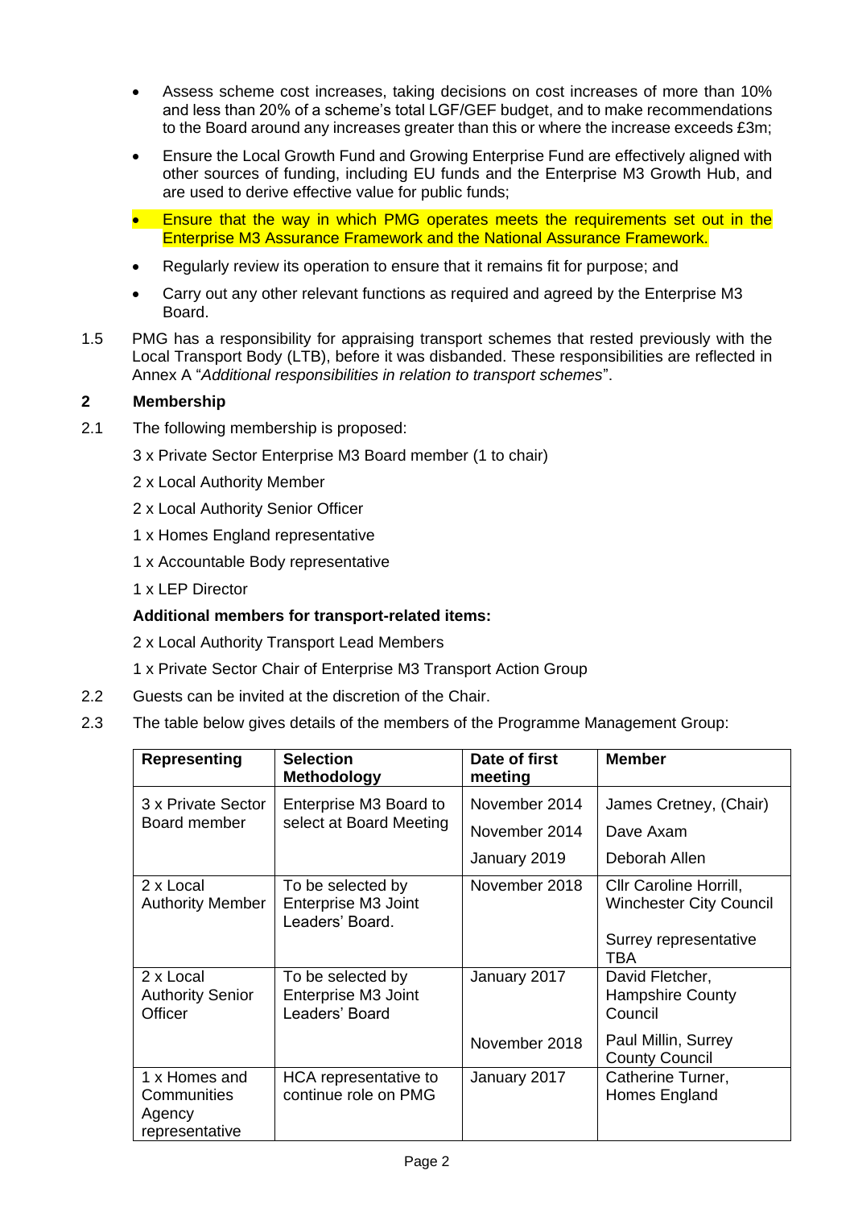- Assess scheme cost increases, taking decisions on cost increases of more than 10% and less than 20% of a scheme's total LGF/GEF budget, and to make recommendations to the Board around any increases greater than this or where the increase exceeds £3m;
- Ensure the Local Growth Fund and Growing Enterprise Fund are effectively aligned with other sources of funding, including EU funds and the Enterprise M3 Growth Hub, and are used to derive effective value for public funds;
- Ensure that the way in which PMG operates meets the requirements set out in the Enterprise M3 Assurance Framework and the National Assurance Framework.
- Regularly review its operation to ensure that it remains fit for purpose; and
- Carry out any other relevant functions as required and agreed by the Enterprise M3 Board.

1.5 PMG has a responsibility for appraising transport schemes that rested previously with the Local Transport Body (LTB), before it was disbanded. These responsibilities are reflected in Annex A "*Additional responsibilities in relation to transport schemes*".

## 2 Membership

2.1 The following membership is proposed:

3 x Private Sector Enterprise M3 Board member (1 to chair)

2 x Local Authority Member

2 x Local Authority Senior Officer

1 x Homes England representative

1 x Accountable Body representative

1 x LEP Director

**Additional members for transport-related items:**

2 x Local Authority Transport Lead Members

1 x Private Sector Chair of Enterprise M3 Transport Action Group

2.2 Guests can be invited at the discretion of the Chair.

2.3 The table below gives details of the members of the Programme Management Group:

| Representing | Selection Methodology | Date of first meeting | Member |
|---|---|---|---|
| 3 x Private Sector Board member | Enterprise M3 Board to select at Board Meeting | November 2014 | James Cretney, (Chair) |
| | | November 2014 | Dave Axam |
| | | January 2019 | Deborah Allen |
| 2 x Local Authority Member | To be selected by Enterprise M3 Joint Leaders' Board. | November 2018 | Cllr Caroline Horrill, Winchester City Council |
| | | | Surrey representative TBA |
| 2 x Local Authority Senior Officer | To be selected by Enterprise M3 Joint Leaders' Board | January 2017 | David Fletcher, Hampshire County Council |
| | | November 2018 | Paul Millin, Surrey County Council |
| 1 x Homes and Communities Agency representative | HCA representative to continue role on PMG | January 2017 | Catherine Turner, Homes England |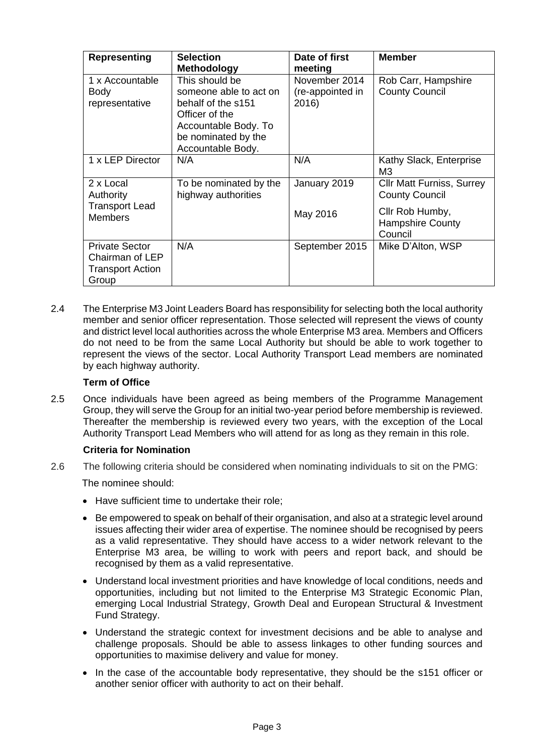| Representing | Selection Methodology | Date of first meeting | Member |
|---|---|---|---|
| 1 x Accountable Body representative | This should be someone able to act on behalf of the s151 Officer of the Accountable Body. To be nominated by the Accountable Body. | November 2014 (re-appointed in 2016) | Rob Carr, Hampshire County Council |
| 1 x LEP Director | N/A | N/A | Kathy Slack, Enterprise M3 |
| 2 x Local Authority Transport Lead Members | To be nominated by the highway authorities | January 2019<br><br>May 2016 | Cllr Matt Furniss, Surrey County Council<br><br>Cllr Rob Humby, Hampshire County Council |
| Private Sector Chairman of LEP Transport Action Group | N/A | September 2015 | Mike D'Alton, WSP |

2.4 The Enterprise M3 Joint Leaders Board has responsibility for selecting both the local authority member and senior officer representation. Those selected will represent the views of county and district level local authorities across the whole Enterprise M3 area. Members and Officers do not need to be from the same Local Authority but should be able to work together to represent the views of the sector. Local Authority Transport Lead members are nominated by each highway authority.

**Term of Office**

2.5 Once individuals have been agreed as being members of the Programme Management Group, they will serve the Group for an initial two-year period before membership is reviewed. Thereafter the membership is reviewed every two years, with the exception of the Local Authority Transport Lead Members who will attend for as long as they remain in this role.

**Criteria for Nomination**

2.6 The following criteria should be considered when nominating individuals to sit on the PMG:

The nominee should:

- Have sufficient time to undertake their role;
- Be empowered to speak on behalf of their organisation, and also at a strategic level around issues affecting their wider area of expertise. The nominee should be recognised by peers as a valid representative. They should have access to a wider network relevant to the Enterprise M3 area, be willing to work with peers and report back, and should be recognised by them as a valid representative.
- Understand local investment priorities and have knowledge of local conditions, needs and opportunities, including but not limited to the Enterprise M3 Strategic Economic Plan, emerging Local Industrial Strategy, Growth Deal and European Structural & Investment Fund Strategy.
- Understand the strategic context for investment decisions and be able to analyse and challenge proposals. Should be able to assess linkages to other funding sources and opportunities to maximise delivery and value for money.
- In the case of the accountable body representative, they should be the s151 officer or another senior officer with authority to act on their behalf.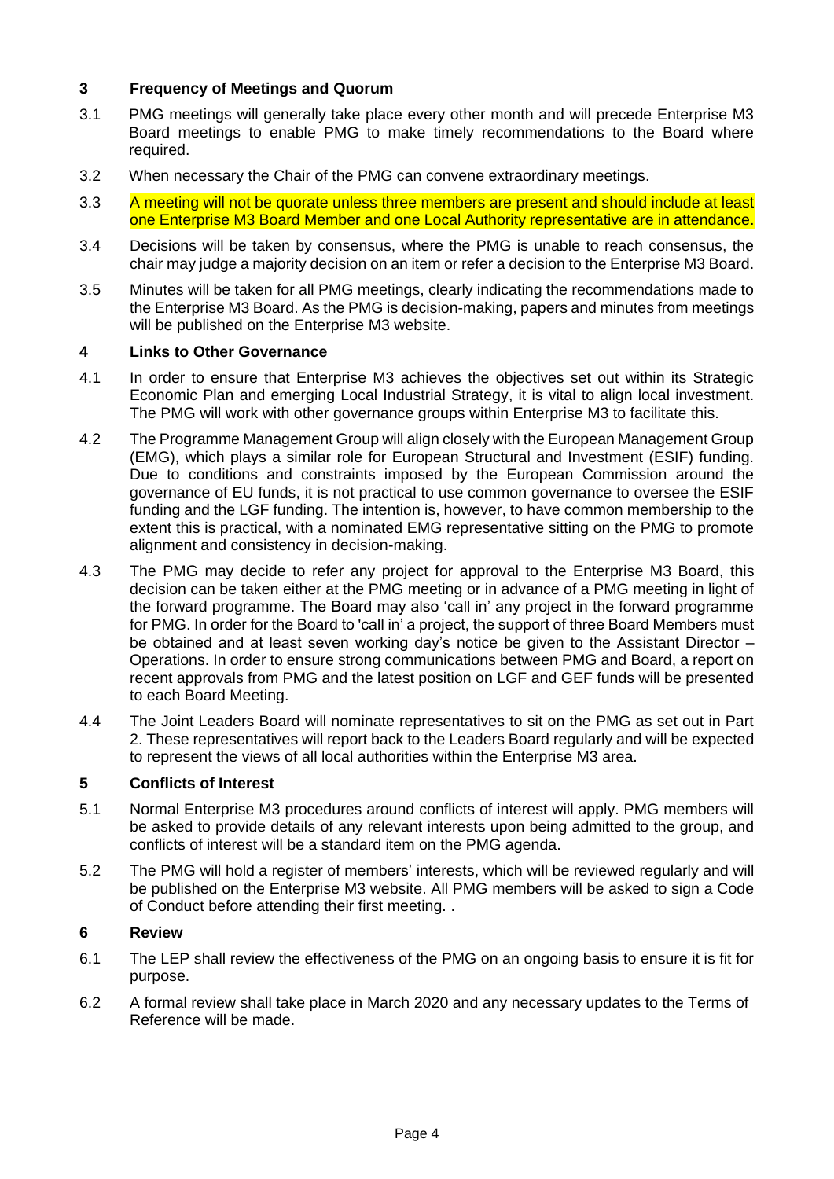## 3 Frequency of Meetings and Quorum

3.1 PMG meetings will generally take place every other month and will precede Enterprise M3 Board meetings to enable PMG to make timely recommendations to the Board where required.

3.2 When necessary the Chair of the PMG can convene extraordinary meetings.

3.3 A meeting will not be quorate unless three members are present and should include at least one Enterprise M3 Board Member and one Local Authority representative are in attendance.

3.4 Decisions will be taken by consensus, where the PMG is unable to reach consensus, the chair may judge a majority decision on an item or refer a decision to the Enterprise M3 Board.

3.5 Minutes will be taken for all PMG meetings, clearly indicating the recommendations made to the Enterprise M3 Board. As the PMG is decision-making, papers and minutes from meetings will be published on the Enterprise M3 website.

## 4 Links to Other Governance

4.1 In order to ensure that Enterprise M3 achieves the objectives set out within its Strategic Economic Plan and emerging Local Industrial Strategy, it is vital to align local investment. The PMG will work with other governance groups within Enterprise M3 to facilitate this.

4.2 The Programme Management Group will align closely with the European Management Group (EMG), which plays a similar role for European Structural and Investment (ESIF) funding. Due to conditions and constraints imposed by the European Commission around the governance of EU funds, it is not practical to use common governance to oversee the ESIF funding and the LGF funding. The intention is, however, to have common membership to the extent this is practical, with a nominated EMG representative sitting on the PMG to promote alignment and consistency in decision-making.

4.3 The PMG may decide to refer any project for approval to the Enterprise M3 Board, this decision can be taken either at the PMG meeting or in advance of a PMG meeting in light of the forward programme. The Board may also 'call in' any project in the forward programme for PMG. In order for the Board to 'call in' a project, the support of three Board Members must be obtained and at least seven working day's notice be given to the Assistant Director – Operations. In order to ensure strong communications between PMG and Board, a report on recent approvals from PMG and the latest position on LGF and GEF funds will be presented to each Board Meeting.

4.4 The Joint Leaders Board will nominate representatives to sit on the PMG as set out in Part 2. These representatives will report back to the Leaders Board regularly and will be expected to represent the views of all local authorities within the Enterprise M3 area.

## 5 Conflicts of Interest

5.1 Normal Enterprise M3 procedures around conflicts of interest will apply. PMG members will be asked to provide details of any relevant interests upon being admitted to the group, and conflicts of interest will be a standard item on the PMG agenda.

5.2 The PMG will hold a register of members' interests, which will be reviewed regularly and will be published on the Enterprise M3 website. All PMG members will be asked to sign a Code of Conduct before attending their first meeting. .

## 6 Review

6.1 The LEP shall review the effectiveness of the PMG on an ongoing basis to ensure it is fit for purpose.

6.2 A formal review shall take place in March 2020 and any necessary updates to the Terms of Reference will be made.